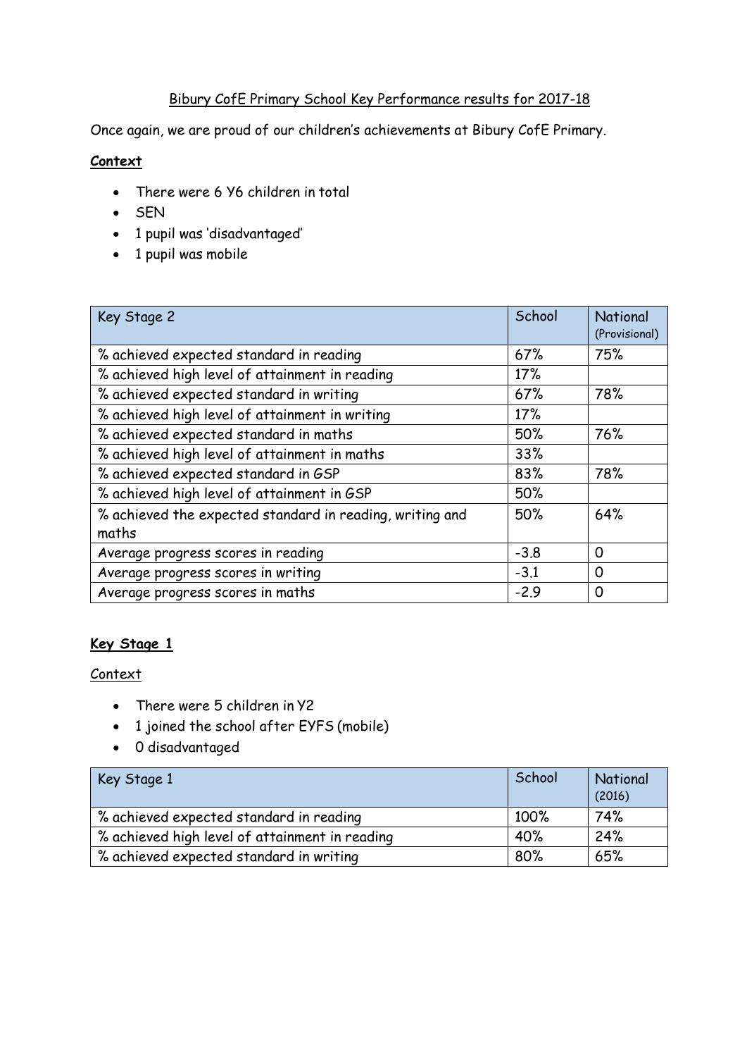# Bibury CofE Primary School Key Performance results for 2017-18

Once again, we are proud of our children's achievements at Bibury CofE Primary.

**Context**

- There were 6 Y6 children in total
- SEN
- 1 pupil was 'disadvantaged'
- 1 pupil was mobile

| Key Stage 2 | School | National (Provisional) |
|---|---|---|
| % achieved expected standard in reading | 67% | 75% |
| % achieved high level of attainment in reading | 17% | |
| % achieved expected standard in writing | 67% | 78% |
| % achieved high level of attainment in writing | 17% | |
| % achieved expected standard in maths | 50% | 76% |
| % achieved high level of attainment in maths | 33% | |
| % achieved expected standard in GSP | 83% | 78% |
| % achieved high level of attainment in GSP | 50% | |
| % achieved the expected standard in reading, writing and maths | 50% | 64% |
| Average progress scores in reading | -3.8 | 0 |
| Average progress scores in writing | -3.1 | 0 |
| Average progress scores in maths | -2.9 | 0 |

## Key Stage 1

Context

- There were 5 children in Y2
- 1 joined the school after EYFS (mobile)
- 0 disadvantaged

| Key Stage 1 | School | National (2016) |
|---|---|---|
| % achieved expected standard in reading | 100% | 74% |
| % achieved high level of attainment in reading | 40% | 24% |
| % achieved expected standard in writing | 80% | 65% |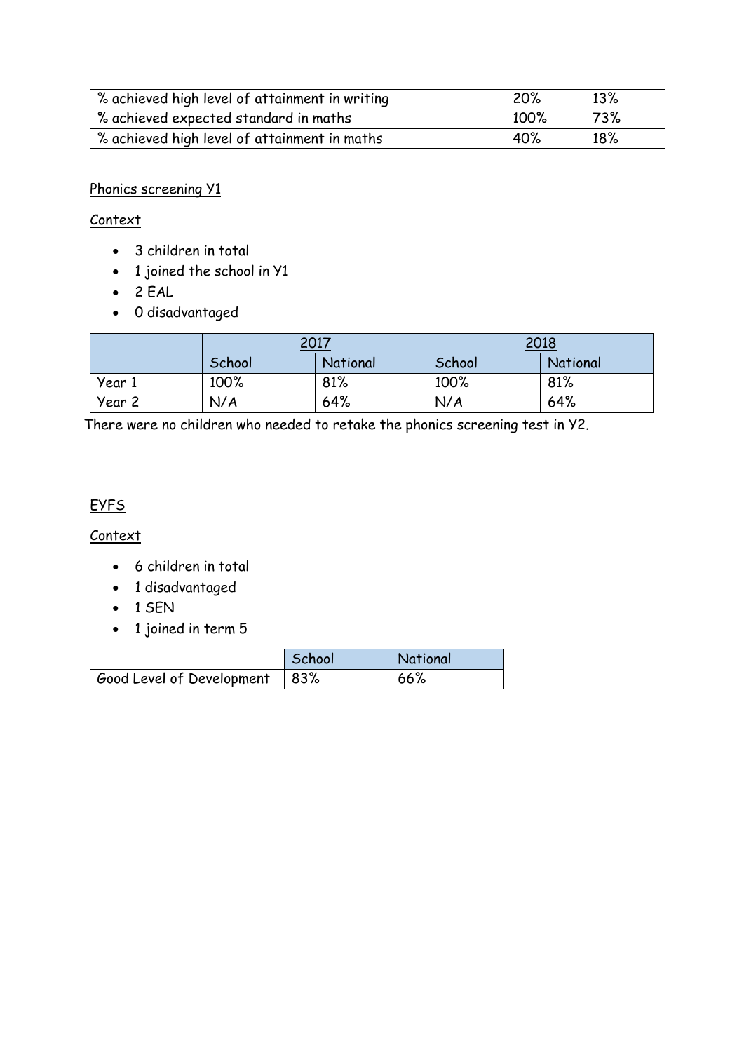| | | |
|---|---|---|
| % achieved high level of attainment in writing | 20% | 13% |
| % achieved expected standard in maths | 100% | 73% |
| % achieved high level of attainment in maths | 40% | 18% |

Phonics screening Y1

Context

- 3 children in total
- 1 joined the school in Y1
- 2 EAL
- 0 disadvantaged

| | 2017 | | 2018 | |
|---|---|---|---|---|
| | School | National | School | National |
| Year 1 | 100% | 81% | 100% | 81% |
| Year 2 | N/A | 64% | N/A | 64% |

There were no children who needed to retake the phonics screening test in Y2.

EYFS

Context

- 6 children in total
- 1 disadvantaged
- 1 SEN
- 1 joined in term 5

| | School | National |
|---|---|---|
| Good Level of Development | 83% | 66% |